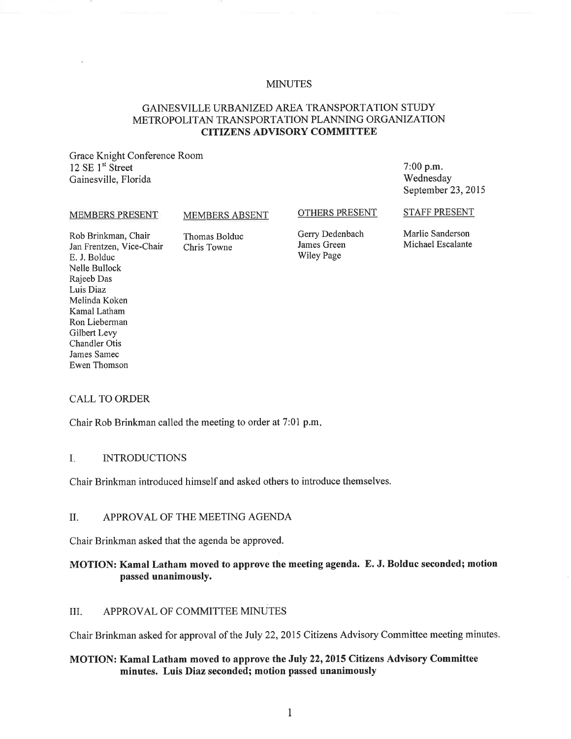# MINUTES

## GAINESVILLE URBANIZED AREA TRANSPORTATION STUDY METROPOLITAN TRANSPORTATION PLANNING ORGANIZATION **CITIZENS ADVISORY COMMITTEE**

Grace Knight Conference Room
12 SE 1st Street
Gainesville, Florida

7:00 p.m.
Wednesday
September 23, 2015

| MEMBERS PRESENT | MEMBERS ABSENT | OTHERS PRESENT | STAFF PRESENT |
|---|---|---|---|
| Rob Brinkman, Chair | Thomas Bolduc | Gerry Dedenbach | Marlie Sanderson |
| Jan Frentzen, Vice-Chair | Chris Towne | James Green | Michael Escalante |
| E. J. Bolduc | | Wiley Page | |
| Nelle Bullock | | | |
| Rajeeb Das | | | |
| Luis Diaz | | | |
| Melinda Koken | | | |
| Kamal Latham | | | |
| Ron Lieberman | | | |
| Gilbert Levy | | | |
| Chandler Otis | | | |
| James Samec | | | |
| Ewen Thomson | | | |

## CALL TO ORDER

Chair Rob Brinkman called the meeting to order at 7:01 p.m.

## I. INTRODUCTIONS

Chair Brinkman introduced himself and asked others to introduce themselves.

## II. APPROVAL OF THE MEETING AGENDA

Chair Brinkman asked that the agenda be approved.

**MOTION: Kamal Latham moved to approve the meeting agenda. E. J. Bolduc seconded; motion passed unanimously.**

## III. APPROVAL OF COMMITTEE MINUTES

Chair Brinkman asked for approval of the July 22, 2015 Citizens Advisory Committee meeting minutes.

**MOTION: Kamal Latham moved to approve the July 22, 2015 Citizens Advisory Committee minutes. Luis Diaz seconded; motion passed unanimously**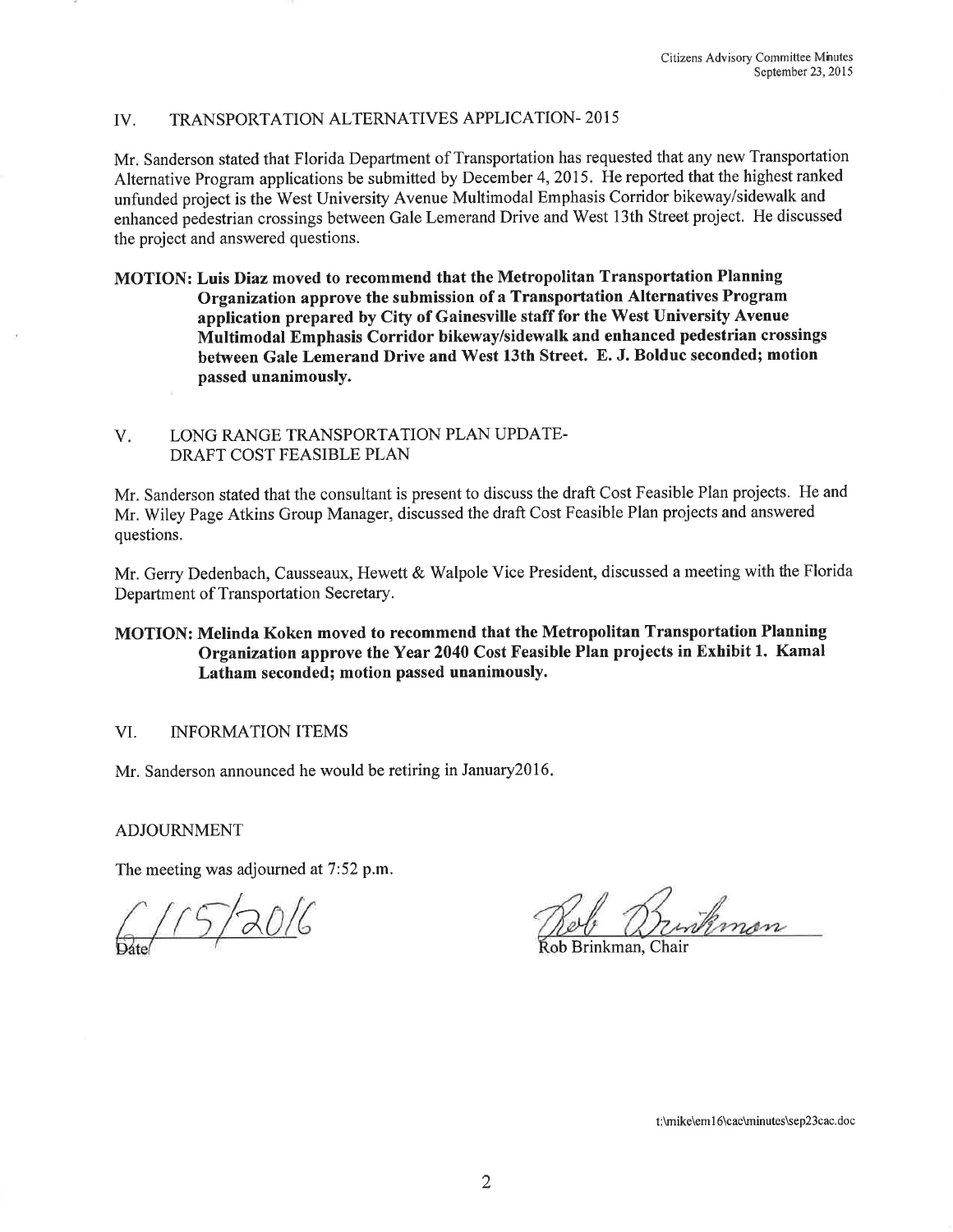## IV. TRANSPORTATION ALTERNATIVES APPLICATION- 2015

Mr. Sanderson stated that Florida Department of Transportation has requested that any new Transportation Alternative Program applications be submitted by December 4, 2015. He reported that the highest ranked unfunded project is the West University Avenue Multimodal Emphasis Corridor bikeway/sidewalk and enhanced pedestrian crossings between Gale Lemerand Drive and West 13th Street project. He discussed the project and answered questions.

**MOTION: Luis Diaz moved to recommend that the Metropolitan Transportation Planning Organization approve the submission of a Transportation Alternatives Program application prepared by City of Gainesville staff for the West University Avenue Multimodal Emphasis Corridor bikeway/sidewalk and enhanced pedestrian crossings between Gale Lemerand Drive and West 13th Street. E. J. Bolduc seconded; motion passed unanimously.**

## V. LONG RANGE TRANSPORTATION PLAN UPDATE- DRAFT COST FEASIBLE PLAN

Mr. Sanderson stated that the consultant is present to discuss the draft Cost Feasible Plan projects. He and Mr. Wiley Page Atkins Group Manager, discussed the draft Cost Feasible Plan projects and answered questions.

Mr. Gerry Dedenbach, Causseaux, Hewett & Walpole Vice President, discussed a meeting with the Florida Department of Transportation Secretary.

**MOTION: Melinda Koken moved to recommend that the Metropolitan Transportation Planning Organization approve the Year 2040 Cost Feasible Plan projects in Exhibit 1. Kamal Latham seconded; motion passed unanimously.**

## VI. INFORMATION ITEMS

Mr. Sanderson announced he would be retiring in January2016.

## ADJOURNMENT

The meeting was adjourned at 7:52 p.m.

6/15/2016
Date

Rob Brinkman
Rob Brinkman, Chair

t:\mike\em16\cac\minutes\sep23cac.doc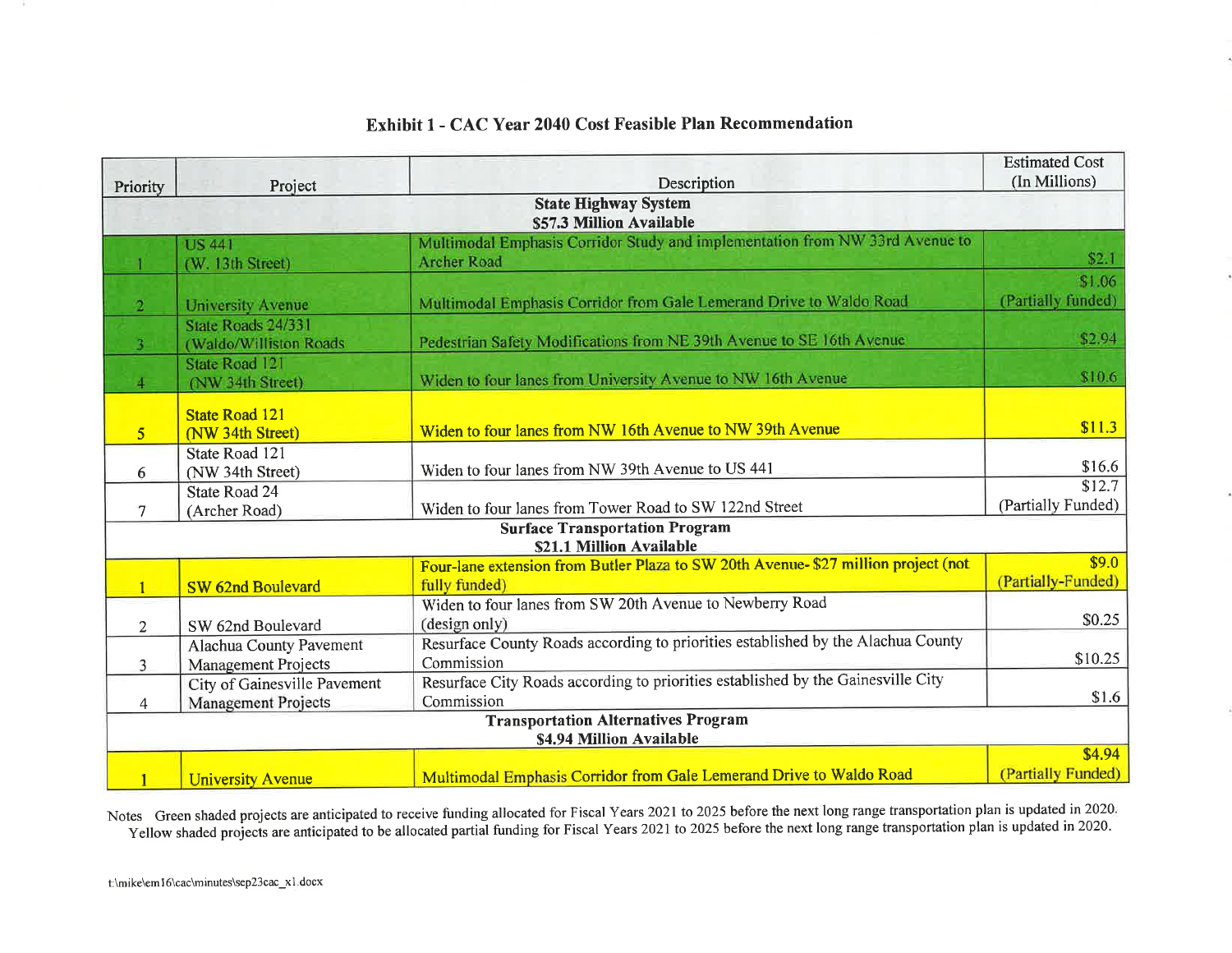## Exhibit 1 - CAC Year 2040 Cost Feasible Plan Recommendation

| Priority | Project | Description | Estimated Cost (In Millions) |
|---|---|---|---|
| | | **State Highway System** **$57.3 Million Available** | |
| 1 | US 441 (W. 13th Street) | Multimodal Emphasis Corridor Study and implementation from NW 33rd Avenue to Archer Road | $2.1 |
| 2 | University Avenue | Multimodal Emphasis Corridor from Gale Lemerand Drive to Waldo Road | $1.06 (Partially funded) |
| 3 | State Roads 24/331 (Waldo/Williston Roads | Pedestrian Safety Modifications from NE 39th Avenue to SE 16th Avenue | $2.94 |
| 4 | State Road 121 (NW 34th Street) | Widen to four lanes from University Avenue to NW 16th Avenue | $10.6 |
| 5 | State Road 121 (NW 34th Street) | Widen to four lanes from NW 16th Avenue to NW 39th Avenue | $11.3 |
| 6 | State Road 121 (NW 34th Street) | Widen to four lanes from NW 39th Avenue to US 441 | $16.6 |
| 7 | State Road 24 (Archer Road) | Widen to four lanes from Tower Road to SW 122nd Street | $12.7 (Partially Funded) |
| | | **Surface Transportation Program** **$21.1 Million Available** | |
| 1 | SW 62nd Boulevard | Four-lane extension from Butler Plaza to SW 20th Avenue- $27 million project (not fully funded) | $9.0 (Partially-Funded) |
| 2 | SW 62nd Boulevard | Widen to four lanes from SW 20th Avenue to Newberry Road (design only) | $0.25 |
| 3 | Alachua County Pavement Management Projects | Resurface County Roads according to priorities established by the Alachua County Commission | $10.25 |
| 4 | City of Gainesville Pavement Management Projects | Resurface City Roads according to priorities established by the Gainesville City Commission | $1.6 |
| | | **Transportation Alternatives Program** **$4.94 Million Available** | |
| 1 | University Avenue | Multimodal Emphasis Corridor from Gale Lemerand Drive to Waldo Road | $4.94 (Partially Funded) |

Notes Green shaded projects are anticipated to receive funding allocated for Fiscal Years 2021 to 2025 before the next long range transportation plan is updated in 2020.
Yellow shaded projects are anticipated to be allocated partial funding for Fiscal Years 2021 to 2025 before the next long range transportation plan is updated in 2020.

t:\mike\em16\cac\minutes\sep23cac_x1.docx